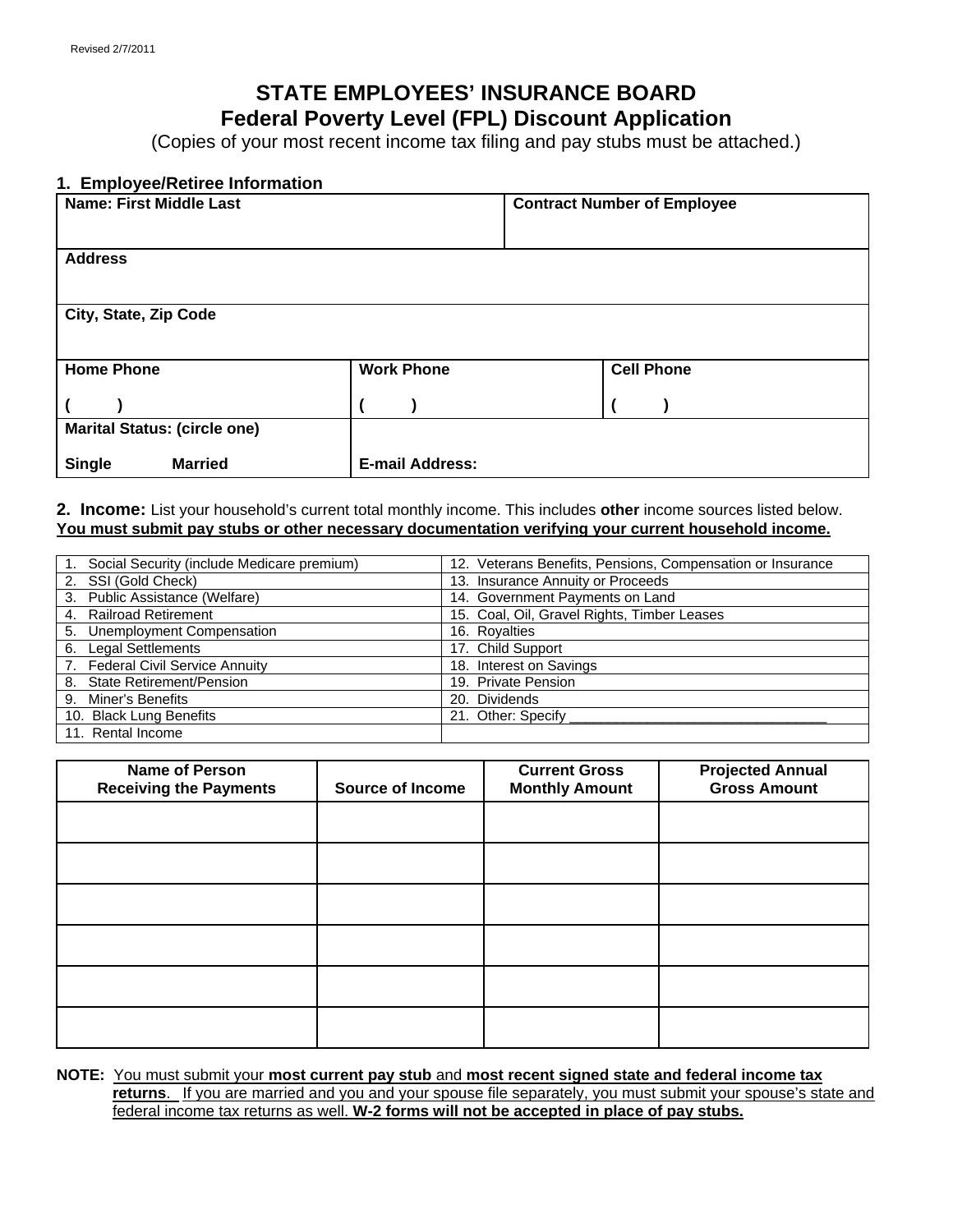Revised 2/7/2011

# STATE EMPLOYEES' INSURANCE BOARD
## Federal Poverty Level (FPL) Discount Application

(Copies of your most recent income tax filing and pay stubs must be attached.)

### 1. Employee/Retiree Information

| **Name: First Middle Last** | | **Contract Number of Employee** |
|---|---|---|
| **Address** | | |
| **City, State, Zip Code** | | |
| **Home Phone** ( ) | **Work Phone** ( ) | **Cell Phone** ( ) |
| **Marital Status: (circle one)** **Single** **Married** | **E-mail Address:** | |

### 2. Income:

List your household's current total monthly income. This includes **other** income sources listed below.
**You must submit pay stubs or other necessary documentation verifying your current household income.**

| | |
|---|---|
| 1. Social Security (include Medicare premium) | 12. Veterans Benefits, Pensions, Compensation or Insurance |
| 2. SSI (Gold Check) | 13. Insurance Annuity or Proceeds |
| 3. Public Assistance (Welfare) | 14. Government Payments on Land |
| 4. Railroad Retirement | 15. Coal, Oil, Gravel Rights, Timber Leases |
| 5. Unemployment Compensation | 16. Royalties |
| 6. Legal Settlements | 17. Child Support |
| 7. Federal Civil Service Annuity | 18. Interest on Savings |
| 8. State Retirement/Pension | 19. Private Pension |
| 9. Miner's Benefits | 20. Dividends |
| 10. Black Lung Benefits | 21. Other: Specify ________________________________ |
| 11. Rental Income | |

| Name of Person Receiving the Payments | Source of Income | Current Gross Monthly Amount | Projected Annual Gross Amount |
|---|---|---|---|
| | | | |
| | | | |
| | | | |
| | | | |
| | | | |
| | | | |

**NOTE:** You must submit your **most current pay stub** and **most recent signed state and federal income tax returns**. If you are married and you and your spouse file separately, you must submit your spouse's state and federal income tax returns as well. **W-2 forms will not be accepted in place of pay stubs.**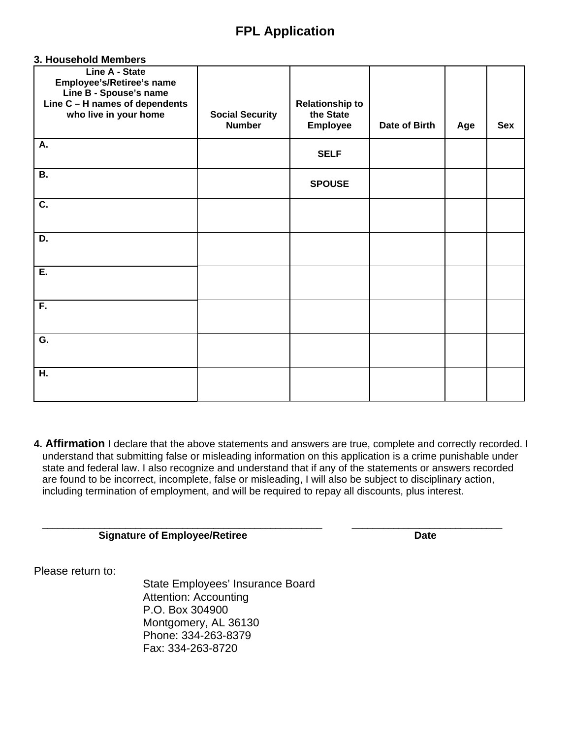# FPL Application

**3. Household Members**

| Line A - State Employee's/Retiree's name Line B - Spouse's name Line C – H names of dependents who live in your home | Social Security Number | Relationship to the State Employee | Date of Birth | Age | Sex |
|---|---|---|---|---|---|
| A. | | SELF | | | |
| B. | | SPOUSE | | | |
| C. | | | | | |
| D. | | | | | |
| E. | | | | | |
| F. | | | | | |
| G. | | | | | |
| H. | | | | | |

**4. Affirmation** I declare that the above statements and answers are true, complete and correctly recorded. I understand that submitting false or misleading information on this application is a crime punishable under state and federal law. I also recognize and understand that if any of the statements or answers recorded are found to be incorrect, incomplete, false or misleading, I will also be subject to disciplinary action, including termination of employment, and will be required to repay all discounts, plus interest.

\_\_\_\_\_\_\_\_\_\_\_\_\_\_\_\_\_\_\_\_\_\_\_\_\_\_\_\_\_\_\_\_\_\_\_\_\_\_\_\_\_\_\_\_\_\_\_\_\_\_ &nbsp;&nbsp;&nbsp;&nbsp; \_\_\_\_\_\_\_\_\_\_\_\_\_\_\_\_\_\_\_\_\_\_\_\_\_\_\_

**Signature of Employee/Retiree** &nbsp;&nbsp;&nbsp;&nbsp; **Date**

Please return to:

State Employees' Insurance Board
Attention: Accounting
P.O. Box 304900
Montgomery, AL 36130
Phone: 334-263-8379
Fax: 334-263-8720